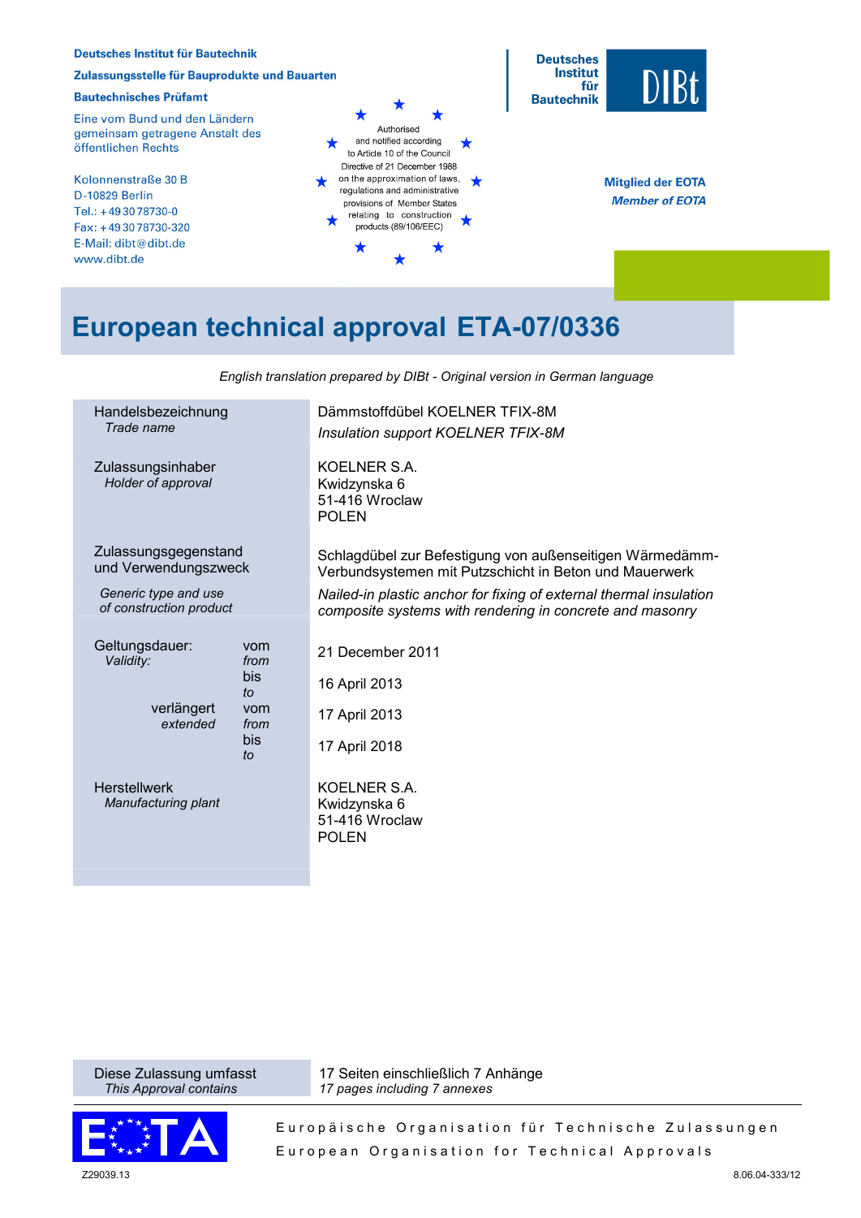**Deutsches Institut für Bautechnik**

**Zulassungsstelle für Bauprodukte und Bauarten**

**Bautechnisches Prüfamt**

Eine vom Bund und den Ländern gemeinsam getragene Anstalt des öffentlichen Rechts

Kolonnenstraße 30 B
D-10829 Berlin
Tel.: +49 30 78730-0
Fax: +49 30 78730-320
E-Mail: dibt@dibt.de
www.dibt.de

Authorised and notified according to Article 10 of the Council Directive of 21 December 1988 on the approximation of laws, regulations and administrative provisions of Member States relating to construction products (89/106/EEC)

**Deutsches Institut für Bautechnik** DIBt

**Mitglied der EOTA**
***Member of EOTA***

# European technical approval ETA-07/0336

*English translation prepared by DIBt - Original version in German language*

| | |
|---|---|
| Handelsbezeichnung<br>*Trade name* | Dämmstoffdübel KOELNER TFIX-8M<br>*Insulation support KOELNER TFIX-8M* |
| Zulassungsinhaber<br>*Holder of approval* | KOELNER S.A.<br>Kwidzynska 6<br>51-416 Wroclaw<br>POLEN |
| Zulassungsgegenstand und Verwendungszweck<br>*Generic type and use of construction product* | Schlagdübel zur Befestigung von außenseitigen Wärmedämm-Verbundsystemen mit Putzschicht in Beton und Mauerwerk<br>*Nailed-in plastic anchor for fixing of external thermal insulation composite systems with rendering in concrete and masonry* |
| Geltungsdauer: *Validity:* vom *from* | 21 December 2011 |
| bis *to* | 16 April 2013 |
| verlängert *extended* vom *from* | 17 April 2013 |
| bis *to* | 17 April 2018 |
| Herstellwerk<br>*Manufacturing plant* | KOELNER S.A.<br>Kwidzynska 6<br>51-416 Wroclaw<br>POLEN |

| | |
|---|---|
| Diese Zulassung umfasst<br>*This Approval contains* | 17 Seiten einschließlich 7 Anhänge<br>*17 pages including 7 annexes* |

EOTA

Europäische Organisation für Technische Zulassungen
European Organisation for Technical Approvals

Z29039.13 8.06.04-333/12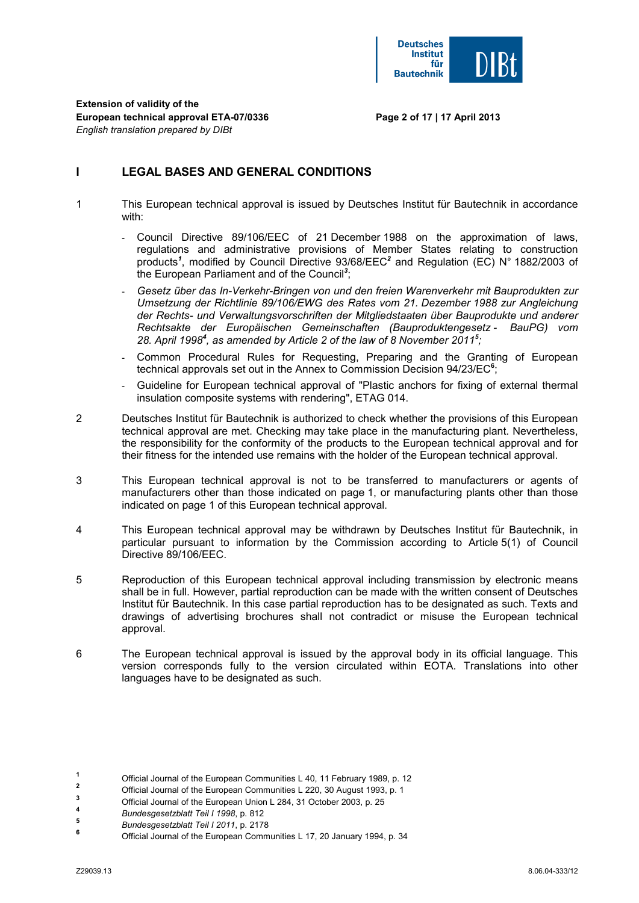# I LEGAL BASES AND GENERAL CONDITIONS

1. This European technical approval is issued by Deutsches Institut für Bautechnik in accordance with:

   - Council Directive 89/106/EEC of 21 December 1988 on the approximation of laws, regulations and administrative provisions of Member States relating to construction products[1], modified by Council Directive 93/68/EEC[2] and Regulation (EC) N° 1882/2003 of the European Parliament and of the Council[3];
   - *Gesetz über das In-Verkehr-Bringen von und den freien Warenverkehr mit Bauprodukten zur Umsetzung der Richtlinie 89/106/EWG des Rates vom 21. Dezember 1988 zur Angleichung der Rechts- und Verwaltungsvorschriften der Mitgliedstaaten über Bauprodukte und anderer Rechtsakte der Europäischen Gemeinschaften (Bauproduktengesetz - BauPG) vom 28. April 1998[4], as amended by Article 2 of the law of 8 November 2011[5];*
   - Common Procedural Rules for Requesting, Preparing and the Granting of European technical approvals set out in the Annex to Commission Decision 94/23/EC[6];
   - Guideline for European technical approval of "Plastic anchors for fixing of external thermal insulation composite systems with rendering", ETAG 014.

2. Deutsches Institut für Bautechnik is authorized to check whether the provisions of this European technical approval are met. Checking may take place in the manufacturing plant. Nevertheless, the responsibility for the conformity of the products to the European technical approval and for their fitness for the intended use remains with the holder of the European technical approval.

3. This European technical approval is not to be transferred to manufacturers or agents of manufacturers other than those indicated on page 1, or manufacturing plants other than those indicated on page 1 of this European technical approval.

4. This European technical approval may be withdrawn by Deutsches Institut für Bautechnik, in particular pursuant to information by the Commission according to Article 5(1) of Council Directive 89/106/EEC.

5. Reproduction of this European technical approval including transmission by electronic means shall be in full. However, partial reproduction can be made with the written consent of Deutsches Institut für Bautechnik. In this case partial reproduction has to be designated as such. Texts and drawings of advertising brochures shall not contradict or misuse the European technical approval.

6. The European technical approval is issued by the approval body in its official language. This version corresponds fully to the version circulated within EOTA. Translations into other languages have to be designated as such.

---

[1] Official Journal of the European Communities L 40, 11 February 1989, p. 12
[2] Official Journal of the European Communities L 220, 30 August 1993, p. 1
[3] Official Journal of the European Union L 284, 31 October 2003, p. 25
[4] *Bundesgesetzblatt Teil I 1998*, p. 812
[5] *Bundesgesetzblatt Teil I 2011*, p. 2178
[6] Official Journal of the European Communities L 17, 20 January 1994, p. 34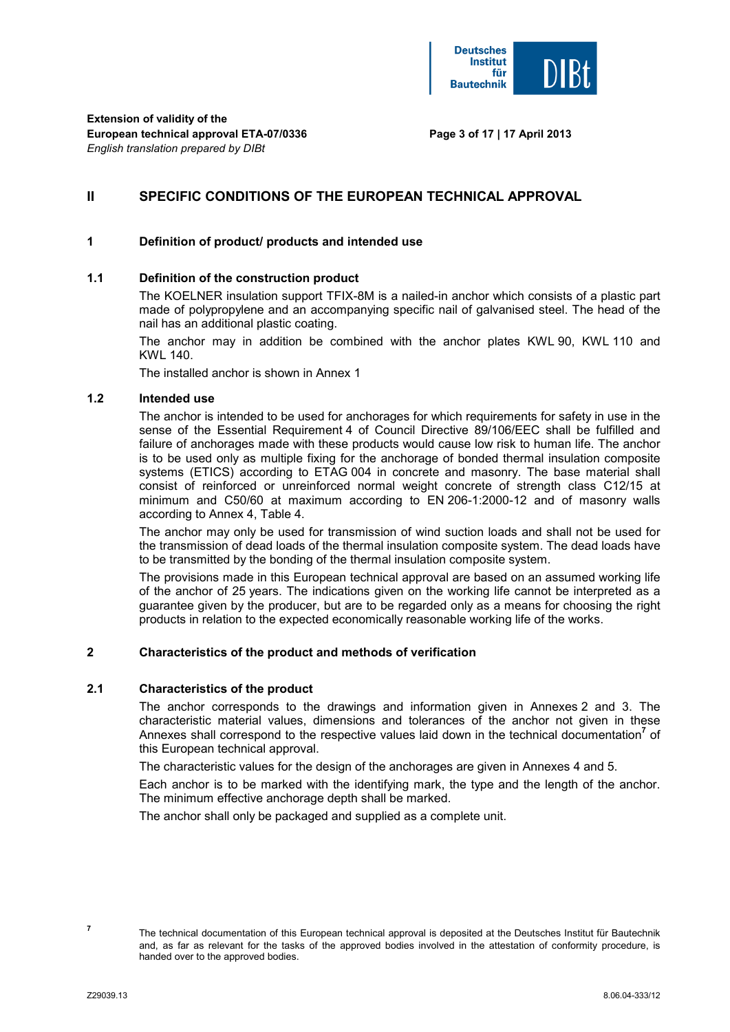## II SPECIFIC CONDITIONS OF THE EUROPEAN TECHNICAL APPROVAL

### 1 Definition of product/ products and intended use

#### 1.1 Definition of the construction product

The KOELNER insulation support TFIX-8M is a nailed-in anchor which consists of a plastic part made of polypropylene and an accompanying specific nail of galvanised steel. The head of the nail has an additional plastic coating.

The anchor may in addition be combined with the anchor plates KWL 90, KWL 110 and KWL 140.

The installed anchor is shown in Annex 1

#### 1.2 Intended use

The anchor is intended to be used for anchorages for which requirements for safety in use in the sense of the Essential Requirement 4 of Council Directive 89/106/EEC shall be fulfilled and failure of anchorages made with these products would cause low risk to human life. The anchor is to be used only as multiple fixing for the anchorage of bonded thermal insulation composite systems (ETICS) according to ETAG 004 in concrete and masonry. The base material shall consist of reinforced or unreinforced normal weight concrete of strength class C12/15 at minimum and C50/60 at maximum according to EN 206-1:2000-12 and of masonry walls according to Annex 4, Table 4.

The anchor may only be used for transmission of wind suction loads and shall not be used for the transmission of dead loads of the thermal insulation composite system. The dead loads have to be transmitted by the bonding of the thermal insulation composite system.

The provisions made in this European technical approval are based on an assumed working life of the anchor of 25 years. The indications given on the working life cannot be interpreted as a guarantee given by the producer, but are to be regarded only as a means for choosing the right products in relation to the expected economically reasonable working life of the works.

### 2 Characteristics of the product and methods of verification

#### 2.1 Characteristics of the product

The anchor corresponds to the drawings and information given in Annexes 2 and 3. The characteristic material values, dimensions and tolerances of the anchor not given in these Annexes shall correspond to the respective values laid down in the technical documentation[7] of this European technical approval.

The characteristic values for the design of the anchorages are given in Annexes 4 and 5.

Each anchor is to be marked with the identifying mark, the type and the length of the anchor. The minimum effective anchorage depth shall be marked.

The anchor shall only be packaged and supplied as a complete unit.

---

[7] The technical documentation of this European technical approval is deposited at the Deutsches Institut für Bautechnik and, as far as relevant for the tasks of the approved bodies involved in the attestation of conformity procedure, is handed over to the approved bodies.

Z29039.13 8.06.04-333/12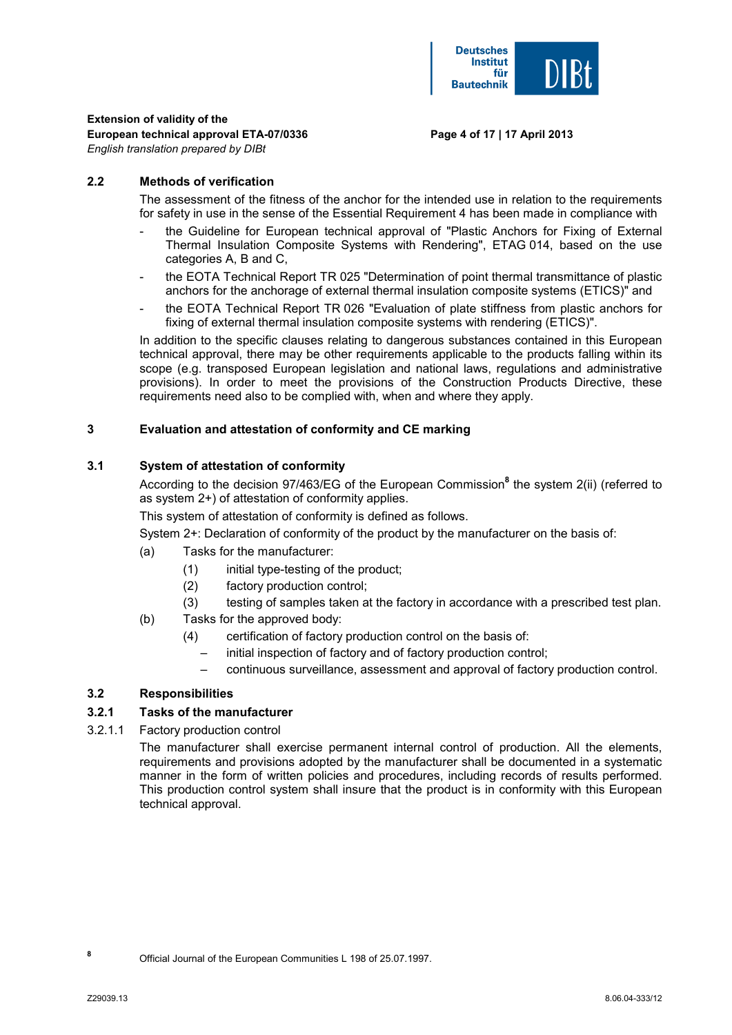### 2.2 Methods of verification

The assessment of the fitness of the anchor for the intended use in relation to the requirements for safety in use in the sense of the Essential Requirement 4 has been made in compliance with

- the Guideline for European technical approval of "Plastic Anchors for Fixing of External Thermal Insulation Composite Systems with Rendering", ETAG 014, based on the use categories A, B and C,
- the EOTA Technical Report TR 025 "Determination of point thermal transmittance of plastic anchors for the anchorage of external thermal insulation composite systems (ETICS)" and
- the EOTA Technical Report TR 026 "Evaluation of plate stiffness from plastic anchors for fixing of external thermal insulation composite systems with rendering (ETICS)".

In addition to the specific clauses relating to dangerous substances contained in this European technical approval, there may be other requirements applicable to the products falling within its scope (e.g. transposed European legislation and national laws, regulations and administrative provisions). In order to meet the provisions of the Construction Products Directive, these requirements need also to be complied with, when and where they apply.

## 3 Evaluation and attestation of conformity and CE marking

### 3.1 System of attestation of conformity

According to the decision 97/463/EG of the European Commission[8] the system 2(ii) (referred to as system 2+) of attestation of conformity applies.

This system of attestation of conformity is defined as follows.

System 2+: Declaration of conformity of the product by the manufacturer on the basis of:

(a) Tasks for the manufacturer:
   (1) initial type-testing of the product;
   (2) factory production control;
   (3) testing of samples taken at the factory in accordance with a prescribed test plan.

(b) Tasks for the approved body:
   (4) certification of factory production control on the basis of:
   – initial inspection of factory and of factory production control;
   – continuous surveillance, assessment and approval of factory production control.

### 3.2 Responsibilities

#### 3.2.1 Tasks of the manufacturer

3.2.1.1 Factory production control

The manufacturer shall exercise permanent internal control of production. All the elements, requirements and provisions adopted by the manufacturer shall be documented in a systematic manner in the form of written policies and procedures, including records of results performed. This production control system shall insure that the product is in conformity with this European technical approval.

[8] Official Journal of the European Communities L 198 of 25.07.1997.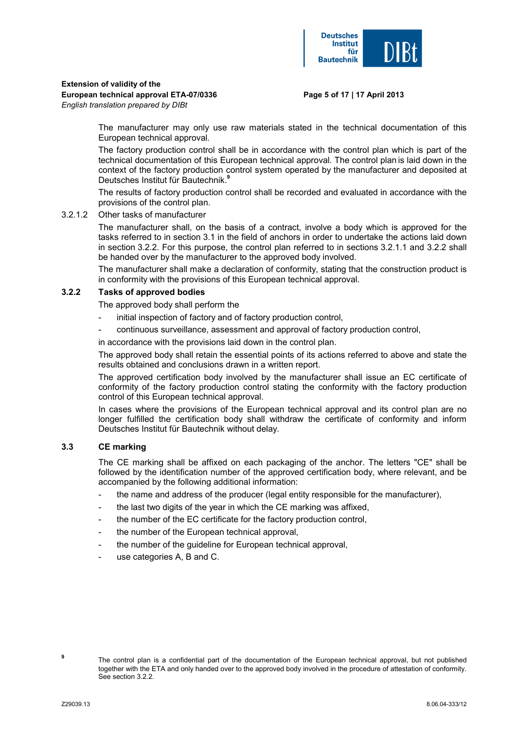The manufacturer may only use raw materials stated in the technical documentation of this European technical approval.

The factory production control shall be in accordance with the control plan which is part of the technical documentation of this European technical approval. The control plan is laid down in the context of the factory production control system operated by the manufacturer and deposited at Deutsches Institut für Bautechnik.[9]

The results of factory production control shall be recorded and evaluated in accordance with the provisions of the control plan.

3.2.1.2 Other tasks of manufacturer

The manufacturer shall, on the basis of a contract, involve a body which is approved for the tasks referred to in section 3.1 in the field of anchors in order to undertake the actions laid down in section 3.2.2. For this purpose, the control plan referred to in sections 3.2.1.1 and 3.2.2 shall be handed over by the manufacturer to the approved body involved.

The manufacturer shall make a declaration of conformity, stating that the construction product is in conformity with the provisions of this European technical approval.

### 3.2.2 Tasks of approved bodies

The approved body shall perform the

- initial inspection of factory and of factory production control,
- continuous surveillance, assessment and approval of factory production control,

in accordance with the provisions laid down in the control plan.

The approved body shall retain the essential points of its actions referred to above and state the results obtained and conclusions drawn in a written report.

The approved certification body involved by the manufacturer shall issue an EC certificate of conformity of the factory production control stating the conformity with the factory production control of this European technical approval.

In cases where the provisions of the European technical approval and its control plan are no longer fulfilled the certification body shall withdraw the certificate of conformity and inform Deutsches Institut für Bautechnik without delay.

## 3.3 CE marking

The CE marking shall be affixed on each packaging of the anchor. The letters "CE" shall be followed by the identification number of the approved certification body, where relevant, and be accompanied by the following additional information:

- the name and address of the producer (legal entity responsible for the manufacturer),
- the last two digits of the year in which the CE marking was affixed,
- the number of the EC certificate for the factory production control,
- the number of the European technical approval,
- the number of the guideline for European technical approval,
- use categories A, B and C.

[9] The control plan is a confidential part of the documentation of the European technical approval, but not published together with the ETA and only handed over to the approved body involved in the procedure of attestation of conformity. See section 3.2.2.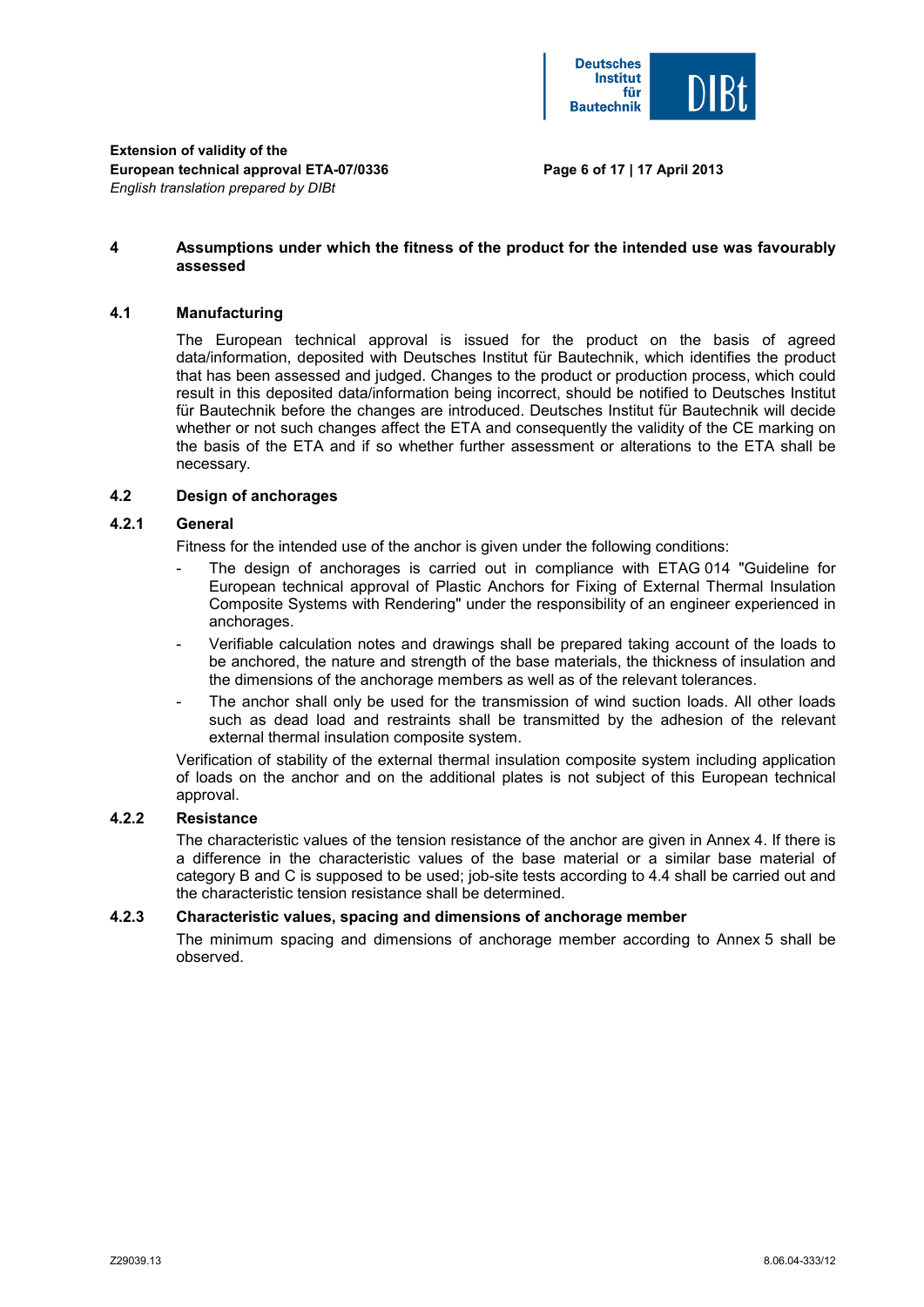## 4 Assumptions under which the fitness of the product for the intended use was favourably assessed

### 4.1 Manufacturing

The European technical approval is issued for the product on the basis of agreed data/information, deposited with Deutsches Institut für Bautechnik, which identifies the product that has been assessed and judged. Changes to the product or production process, which could result in this deposited data/information being incorrect, should be notified to Deutsches Institut für Bautechnik before the changes are introduced. Deutsches Institut für Bautechnik will decide whether or not such changes affect the ETA and consequently the validity of the CE marking on the basis of the ETA and if so whether further assessment or alterations to the ETA shall be necessary.

### 4.2 Design of anchorages

#### 4.2.1 General

Fitness for the intended use of the anchor is given under the following conditions:

- The design of anchorages is carried out in compliance with ETAG 014 "Guideline for European technical approval of Plastic Anchors for Fixing of External Thermal Insulation Composite Systems with Rendering" under the responsibility of an engineer experienced in anchorages.
- Verifiable calculation notes and drawings shall be prepared taking account of the loads to be anchored, the nature and strength of the base materials, the thickness of insulation and the dimensions of the anchorage members as well as of the relevant tolerances.
- The anchor shall only be used for the transmission of wind suction loads. All other loads such as dead load and restraints shall be transmitted by the adhesion of the relevant external thermal insulation composite system.

Verification of stability of the external thermal insulation composite system including application of loads on the anchor and on the additional plates is not subject of this European technical approval.

#### 4.2.2 Resistance

The characteristic values of the tension resistance of the anchor are given in Annex 4. If there is a difference in the characteristic values of the base material or a similar base material of category B and C is supposed to be used; job-site tests according to 4.4 shall be carried out and the characteristic tension resistance shall be determined.

#### 4.2.3 Characteristic values, spacing and dimensions of anchorage member

The minimum spacing and dimensions of anchorage member according to Annex 5 shall be observed.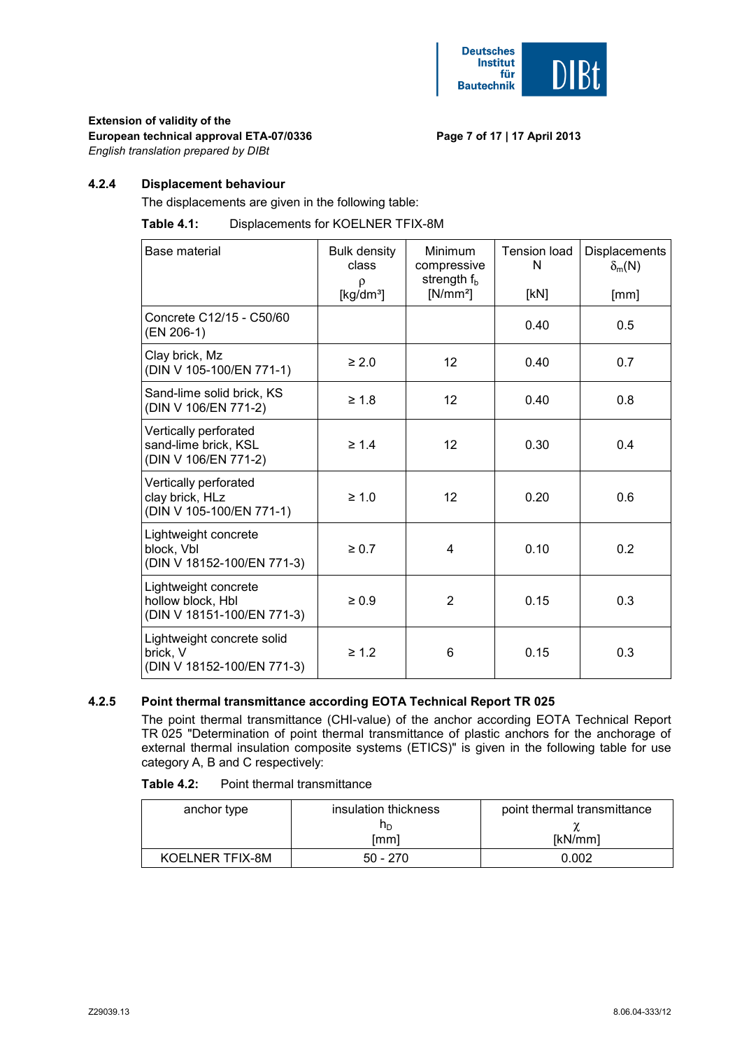### 4.2.4 Displacement behaviour

The displacements are given in the following table:

**Table 4.1:** Displacements for KOELNER TFIX-8M

| Base material | Bulk density class $\rho$ [kg/dm³] | Minimum compressive strength $f_b$ [N/mm²] | Tension load N [kN] | Displacements $\delta_m(N)$ [mm] |
|---|---|---|---|---|
| Concrete C12/15 - C50/60 (EN 206-1) | | | 0.40 | 0.5 |
| Clay brick, Mz (DIN V 105-100/EN 771-1) | ≥ 2.0 | 12 | 0.40 | 0.7 |
| Sand-lime solid brick, KS (DIN V 106/EN 771-2) | ≥ 1.8 | 12 | 0.40 | 0.8 |
| Vertically perforated sand-lime brick, KSL (DIN V 106/EN 771-2) | ≥ 1.4 | 12 | 0.30 | 0.4 |
| Vertically perforated clay brick, HLz (DIN V 105-100/EN 771-1) | ≥ 1.0 | 12 | 0.20 | 0.6 |
| Lightweight concrete block, Vbl (DIN V 18152-100/EN 771-3) | ≥ 0.7 | 4 | 0.10 | 0.2 |
| Lightweight concrete hollow block, Hbl (DIN V 18151-100/EN 771-3) | ≥ 0.9 | 2 | 0.15 | 0.3 |
| Lightweight concrete solid brick, V (DIN V 18152-100/EN 771-3) | ≥ 1.2 | 6 | 0.15 | 0.3 |

### 4.2.5 Point thermal transmittance according EOTA Technical Report TR 025

The point thermal transmittance (CHI-value) of the anchor according EOTA Technical Report TR 025 "Determination of point thermal transmittance of plastic anchors for the anchorage of external thermal insulation composite systems (ETICS)" is given in the following table for use category A, B and C respectively:

**Table 4.2:** Point thermal transmittance

| anchor type | insulation thickness $h_D$ [mm] | point thermal transmittance $\chi$ [kN/mm] |
|---|---|---|
| KOELNER TFIX-8M | 50 - 270 | 0.002 |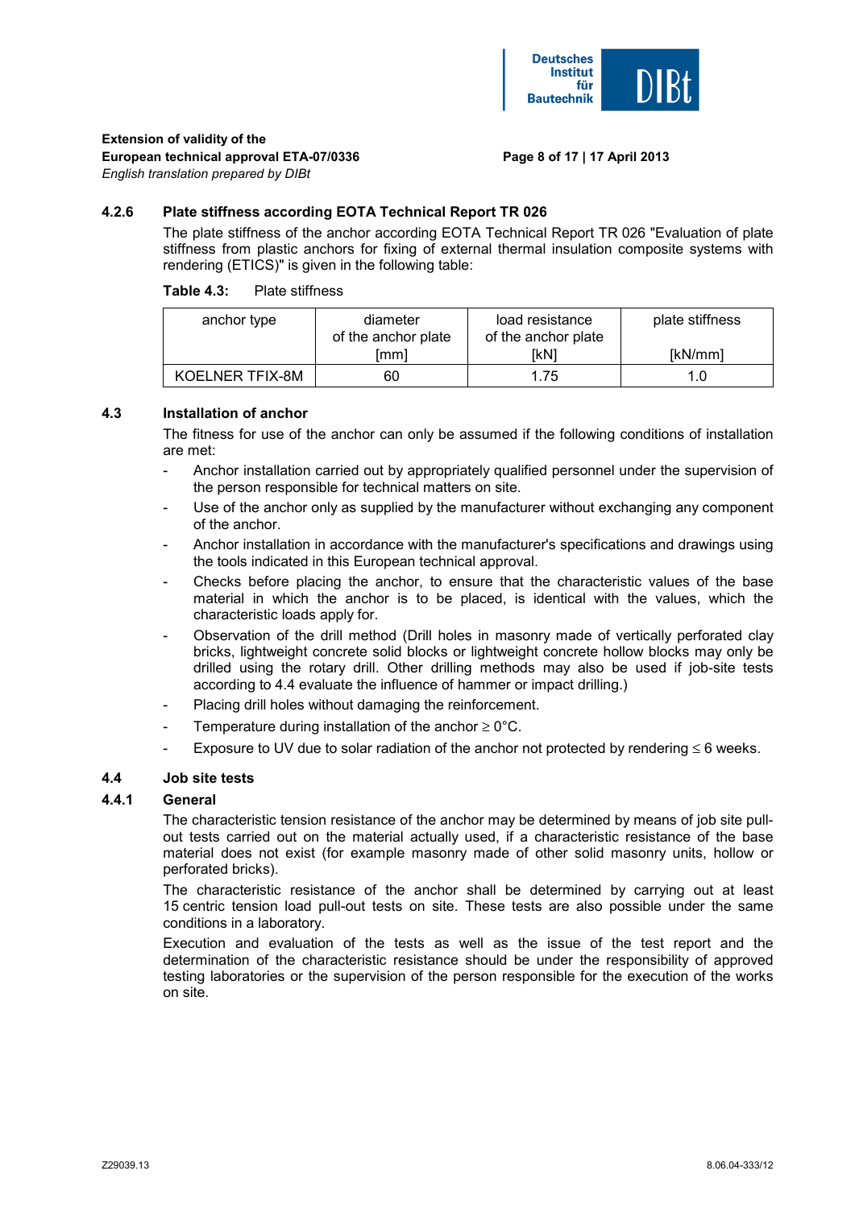### 4.2.6 Plate stiffness according EOTA Technical Report TR 026

The plate stiffness of the anchor according EOTA Technical Report TR 026 "Evaluation of plate stiffness from plastic anchors for fixing of external thermal insulation composite systems with rendering (ETICS)" is given in the following table:

**Table 4.3:** Plate stiffness

| anchor type | diameter of the anchor plate [mm] | load resistance of the anchor plate [kN] | plate stiffness [kN/mm] |
|---|---|---|---|
| KOELNER TFIX-8M | 60 | 1.75 | 1.0 |

## 4.3 Installation of anchor

The fitness for use of the anchor can only be assumed if the following conditions of installation are met:

- Anchor installation carried out by appropriately qualified personnel under the supervision of the person responsible for technical matters on site.
- Use of the anchor only as supplied by the manufacturer without exchanging any component of the anchor.
- Anchor installation in accordance with the manufacturer's specifications and drawings using the tools indicated in this European technical approval.
- Checks before placing the anchor, to ensure that the characteristic values of the base material in which the anchor is to be placed, is identical with the values, which the characteristic loads apply for.
- Observation of the drill method (Drill holes in masonry made of vertically perforated clay bricks, lightweight concrete solid blocks or lightweight concrete hollow blocks may only be drilled using the rotary drill. Other drilling methods may also be used if job-site tests according to 4.4 evaluate the influence of hammer or impact drilling.)
- Placing drill holes without damaging the reinforcement.
- Temperature during installation of the anchor ≥ 0°C.
- Exposure to UV due to solar radiation of the anchor not protected by rendering ≤ 6 weeks.

## 4.4 Job site tests

### 4.4.1 General

The characteristic tension resistance of the anchor may be determined by means of job site pull-out tests carried out on the material actually used, if a characteristic resistance of the base material does not exist (for example masonry made of other solid masonry units, hollow or perforated bricks).

The characteristic resistance of the anchor shall be determined by carrying out at least 15 centric tension load pull-out tests on site. These tests are also possible under the same conditions in a laboratory.

Execution and evaluation of the tests as well as the issue of the test report and the determination of the characteristic resistance should be under the responsibility of approved testing laboratories or the supervision of the person responsible for the execution of the works on site.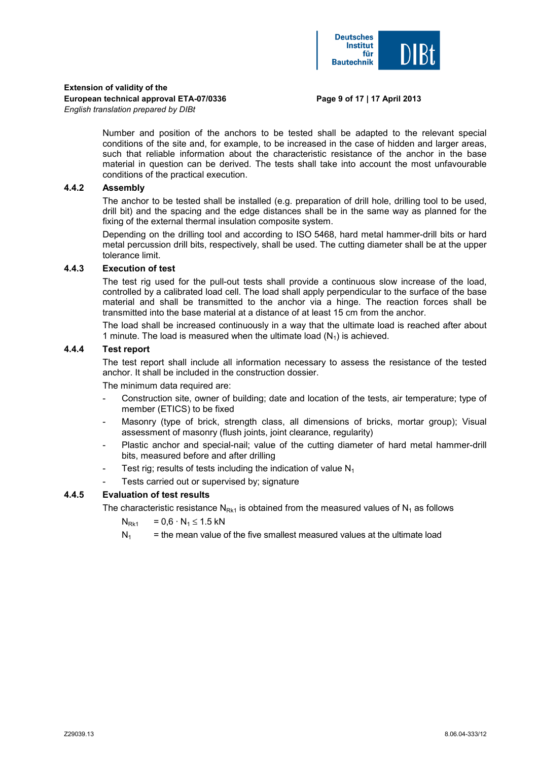Number and position of the anchors to be tested shall be adapted to the relevant special conditions of the site and, for example, to be increased in the case of hidden and larger areas, such that reliable information about the characteristic resistance of the anchor in the base material in question can be derived. The tests shall take into account the most unfavourable conditions of the practical execution.

### 4.4.2 Assembly

The anchor to be tested shall be installed (e.g. preparation of drill hole, drilling tool to be used, drill bit) and the spacing and the edge distances shall be in the same way as planned for the fixing of the external thermal insulation composite system.

Depending on the drilling tool and according to ISO 5468, hard metal hammer-drill bits or hard metal percussion drill bits, respectively, shall be used. The cutting diameter shall be at the upper tolerance limit.

### 4.4.3 Execution of test

The test rig used for the pull-out tests shall provide a continuous slow increase of the load, controlled by a calibrated load cell. The load shall apply perpendicular to the surface of the base material and shall be transmitted to the anchor via a hinge. The reaction forces shall be transmitted into the base material at a distance of at least 15 cm from the anchor.

The load shall be increased continuously in a way that the ultimate load is reached after about 1 minute. The load is measured when the ultimate load ($N_1$) is achieved.

### 4.4.4 Test report

The test report shall include all information necessary to assess the resistance of the tested anchor. It shall be included in the construction dossier.

The minimum data required are:

- Construction site, owner of building; date and location of the tests, air temperature; type of member (ETICS) to be fixed
- Masonry (type of brick, strength class, all dimensions of bricks, mortar group); Visual assessment of masonry (flush joints, joint clearance, regularity)
- Plastic anchor and special-nail; value of the cutting diameter of hard metal hammer-drill bits, measured before and after drilling
- Test rig; results of tests including the indication of value $N_1$
- Tests carried out or supervised by; signature

### 4.4.5 Evaluation of test results

The characteristic resistance $N_{Rk1}$ is obtained from the measured values of $N_1$ as follows

$N_{Rk1} = 0{,}6 \cdot N_1 \leq 1.5$ kN

$N_1$ = the mean value of the five smallest measured values at the ultimate load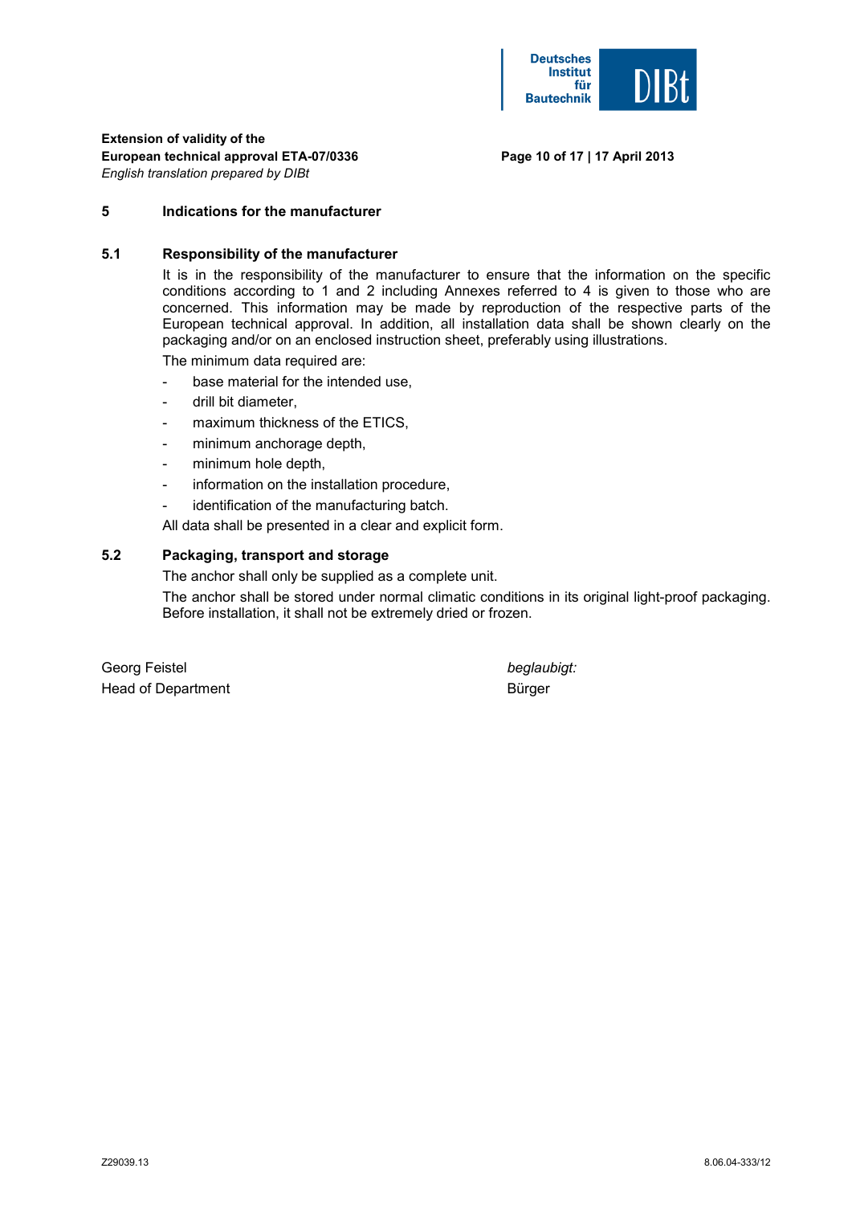## 5 Indications for the manufacturer

### 5.1 Responsibility of the manufacturer

It is in the responsibility of the manufacturer to ensure that the information on the specific conditions according to 1 and 2 including Annexes referred to 4 is given to those who are concerned. This information may be made by reproduction of the respective parts of the European technical approval. In addition, all installation data shall be shown clearly on the packaging and/or on an enclosed instruction sheet, preferably using illustrations.

The minimum data required are:

- base material for the intended use,
- drill bit diameter,
- maximum thickness of the ETICS,
- minimum anchorage depth,
- minimum hole depth,
- information on the installation procedure,
- identification of the manufacturing batch.

All data shall be presented in a clear and explicit form.

### 5.2 Packaging, transport and storage

The anchor shall only be supplied as a complete unit.

The anchor shall be stored under normal climatic conditions in its original light-proof packaging. Before installation, it shall not be extremely dried or frozen.

Georg Feistel
Head of Department

*beglaubigt:*
Bürger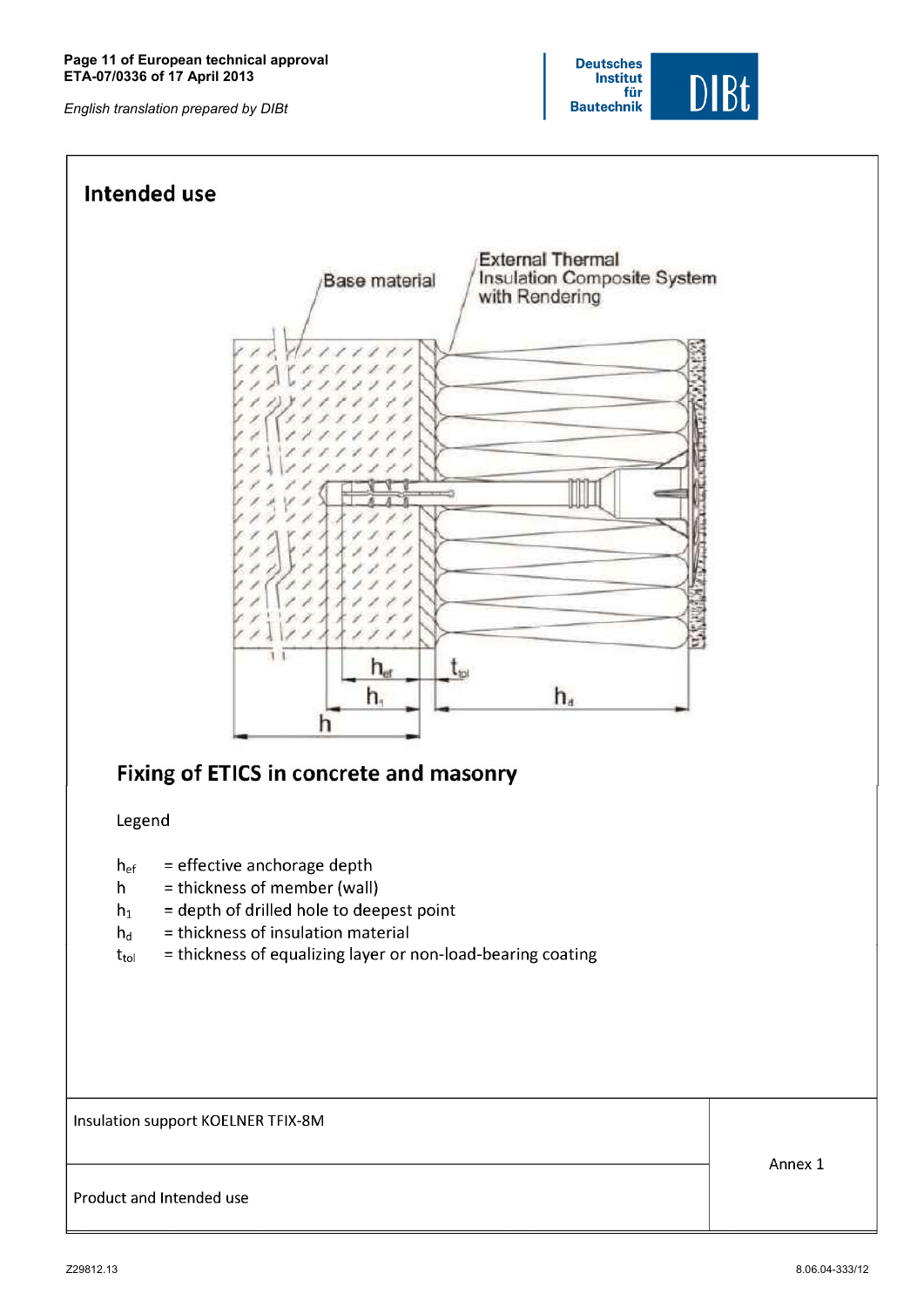## Intended use

Base material

External Thermal Insulation Composite System with Rendering

$h_{ef}$

$t_{tol}$

$h_1$

$h_d$

$h$

## Fixing of ETICS in concrete and masonry

Legend

$h_{ef}$ = effective anchorage depth

$h$ = thickness of member (wall)

$h_1$ = depth of drilled hole to deepest point

$h_d$ = thickness of insulation material

$t_{tol}$ = thickness of equalizing layer or non-load-bearing coating

| | |
|---|---|
| Insulation support KOELNER TFIX-8M | Annex 1 |
| Product and Intended use | |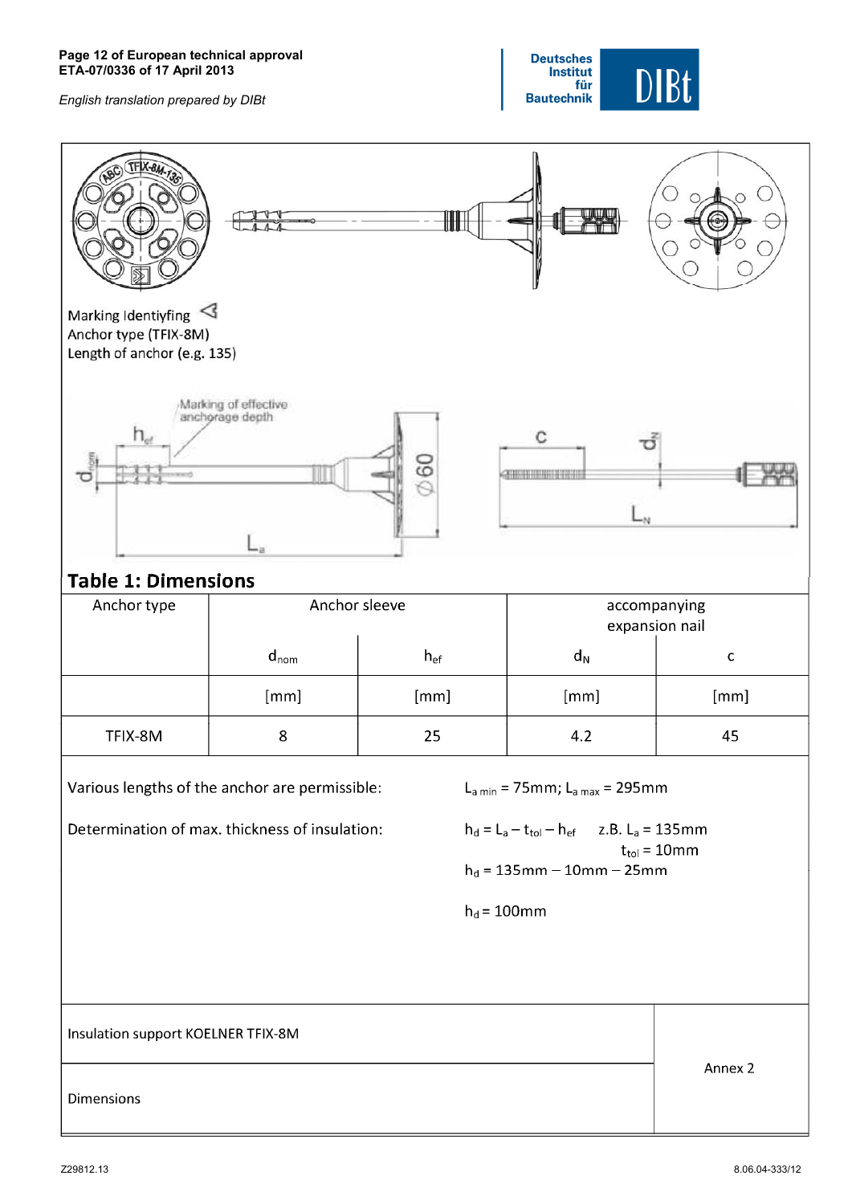Marking Identiyfing
Anchor type (TFIX-8M)
Length of anchor (e.g. 135)

Marking of effective anchorage depth

$h_{ef}$

$d_{nom}$

$L_a$

Ø60

c

$d_N$

$L_N$

## Table 1: Dimensions

| Anchor type | Anchor sleeve | | accompanying expansion nail | |
|---|---|---|---|---|
| | $d_{nom}$ | $h_{ef}$ | $d_N$ | c |
| | [mm] | [mm] | [mm] | [mm] |
| TFIX-8M | 8 | 25 | 4.2 | 45 |

Various lengths of the anchor are permissible: $L_{a\,min}$ = 75mm; $L_{a\,max}$ = 295mm

Determination of max. thickness of insulation: $h_d = L_a - t_{tol} - h_{ef}$ z.B. $L_a$ = 135mm

$t_{tol}$ = 10mm

$h_d$ = 135mm – 10mm – 25mm

$h_d$ = 100mm

| | |
|---|---|
| Insulation support KOELNER TFIX-8M | Annex 2 |
| Dimensions | |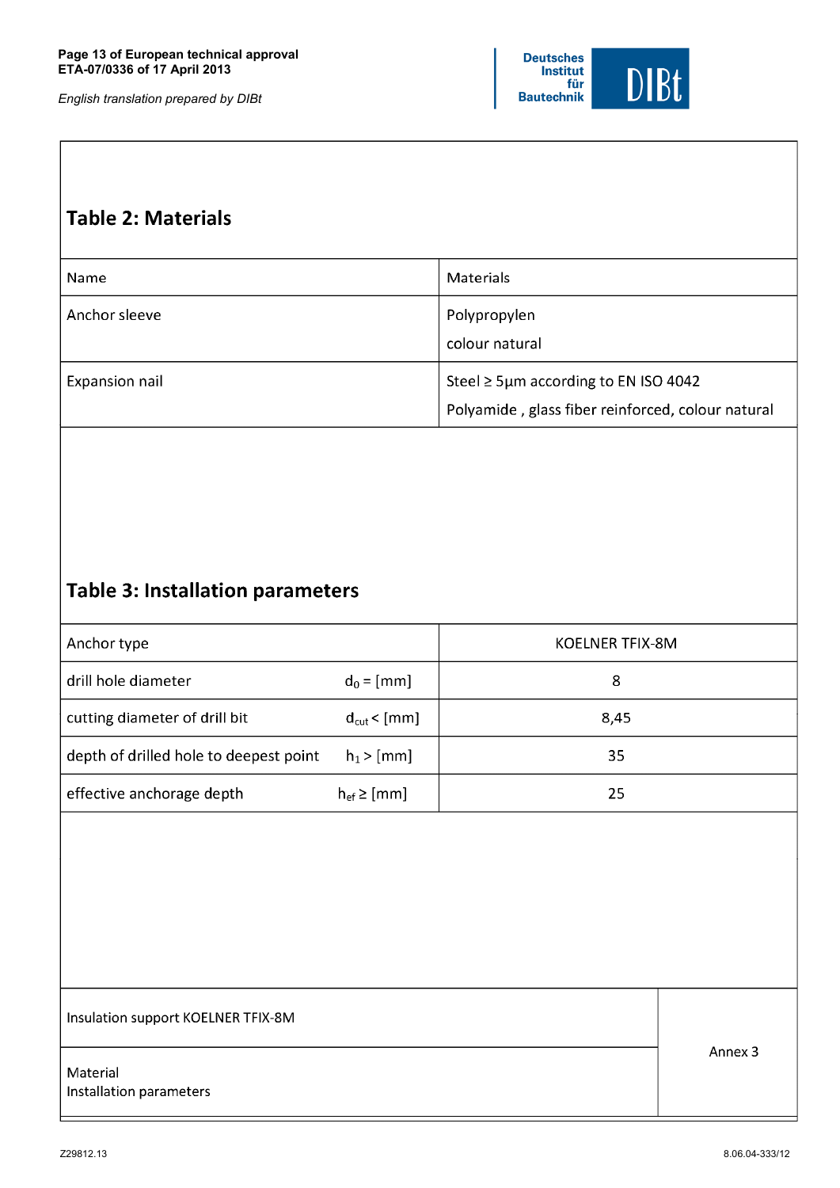## Table 2: Materials

| Name | Materials |
|---|---|
| Anchor sleeve | Polypropylen<br>colour natural |
| Expansion nail | Steel ≥ 5µm according to EN ISO 4042<br>Polyamide , glass fiber reinforced, colour natural |

## Table 3: Installation parameters

| Anchor type | | KOELNER TFIX-8M |
|---|---|---|
| drill hole diameter | $d_0$ = [mm] | 8 |
| cutting diameter of drill bit | $d_{cut}$ < [mm] | 8,45 |
| depth of drilled hole to deepest point | $h_1$ > [mm] | 35 |
| effective anchorage depth | $h_{ef}$ ≥ [mm] | 25 |

| | |
|---|---|
| Insulation support KOELNER TFIX-8M | Annex 3 |
| Material<br>Installation parameters | |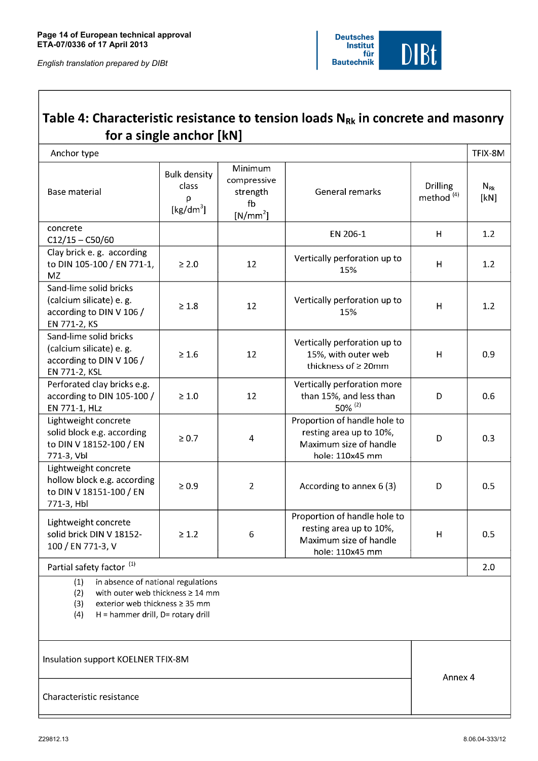## Table 4: Characteristic resistance to tension loads $N_{Rk}$ in concrete and masonry for a single anchor [kN]

| Anchor type | | | | | TFIX-8M |
|---|---|---|---|---|---|
| Base material | Bulk density class ρ [kg/dm³] | Minimum compressive strength fb [N/mm²] | General remarks | Drilling method [4] | $N_{Rk}$ [kN] |
| concrete C12/15 – C50/60 | | | EN 206-1 | H | 1.2 |
| Clay brick e. g. according to DIN 105-100 / EN 771-1, MZ | ≥ 2.0 | 12 | Vertically perforation up to 15% | H | 1.2 |
| Sand-lime solid bricks (calcium silicate) e. g. according to DIN V 106 / EN 771-2, KS | ≥ 1.8 | 12 | Vertically perforation up to 15% | H | 1.2 |
| Sand-lime solid bricks (calcium silicate) e. g. according to DIN V 106 / EN 771-2, KSL | ≥ 1.6 | 12 | Vertically perforation up to 15%, with outer web thickness of ≥ 20mm | H | 0.9 |
| Perforated clay bricks e.g. according to DIN 105-100 / EN 771-1, HLz | ≥ 1.0 | 12 | Vertically perforation more than 15%, and less than 50% [2] | D | 0.6 |
| Lightweight concrete solid block e.g. according to DIN V 18152-100 / EN 771-3, Vbl | ≥ 0.7 | 4 | Proportion of handle hole to resting area up to 10%, Maximum size of handle hole: 110x45 mm | D | 0.3 |
| Lightweight concrete hollow block e.g. according to DIN V 18151-100 / EN 771-3, Hbl | ≥ 0.9 | 2 | According to annex 6 (3) | D | 0.5 |
| Lightweight concrete solid brick DIN V 18152-100 / EN 771-3, V | ≥ 1.2 | 6 | Proportion of handle hole to resting area up to 10%, Maximum size of handle hole: 110x45 mm | H | 0.5 |
| Partial safety factor [1] | | | | | 2.0 |

(1) in absence of national regulations
(2) with outer web thickness ≥ 14 mm
(3) exterior web thickness ≥ 35 mm
(4) H = hammer drill, D= rotary drill

Insulation support KOELNER TFIX-8M

Characteristic resistance

Annex 4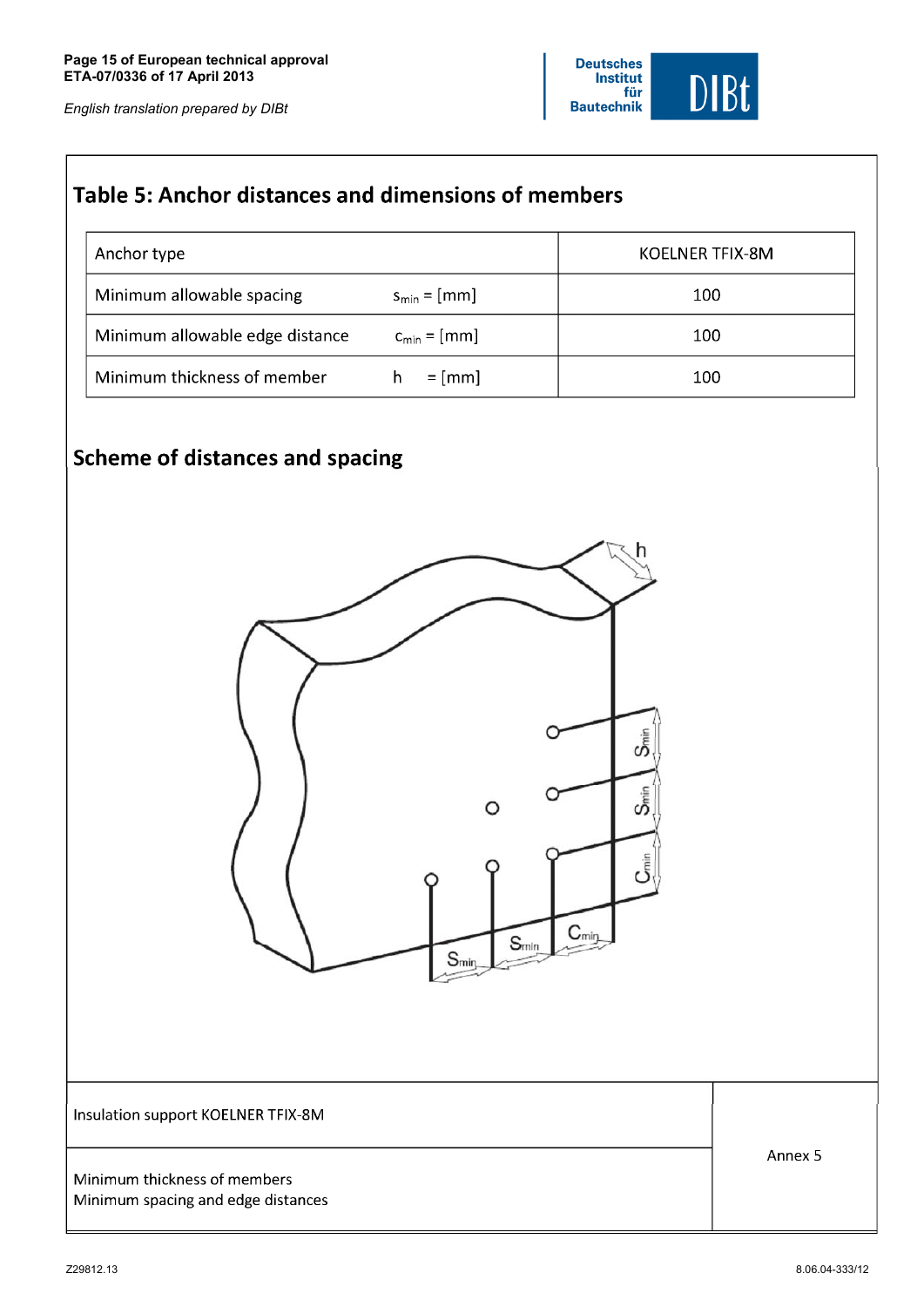## Table 5: Anchor distances and dimensions of members

| Anchor type | | KOELNER TFIX-8M |
|---|---|---|
| Minimum allowable spacing | $s_{min}$ = [mm] | 100 |
| Minimum allowable edge distance | $c_{min}$ = [mm] | 100 |
| Minimum thickness of member | h = [mm] | 100 |

## Scheme of distances and spacing

h

$S_{min}$

$S_{min}$

$C_{min}$

$S_{min}$

$S_{min}$

$C_{min}$

| | |
|---|---|
| Insulation support KOELNER TFIX-8M | Annex 5 |
| Minimum thickness of members<br>Minimum spacing and edge distances | |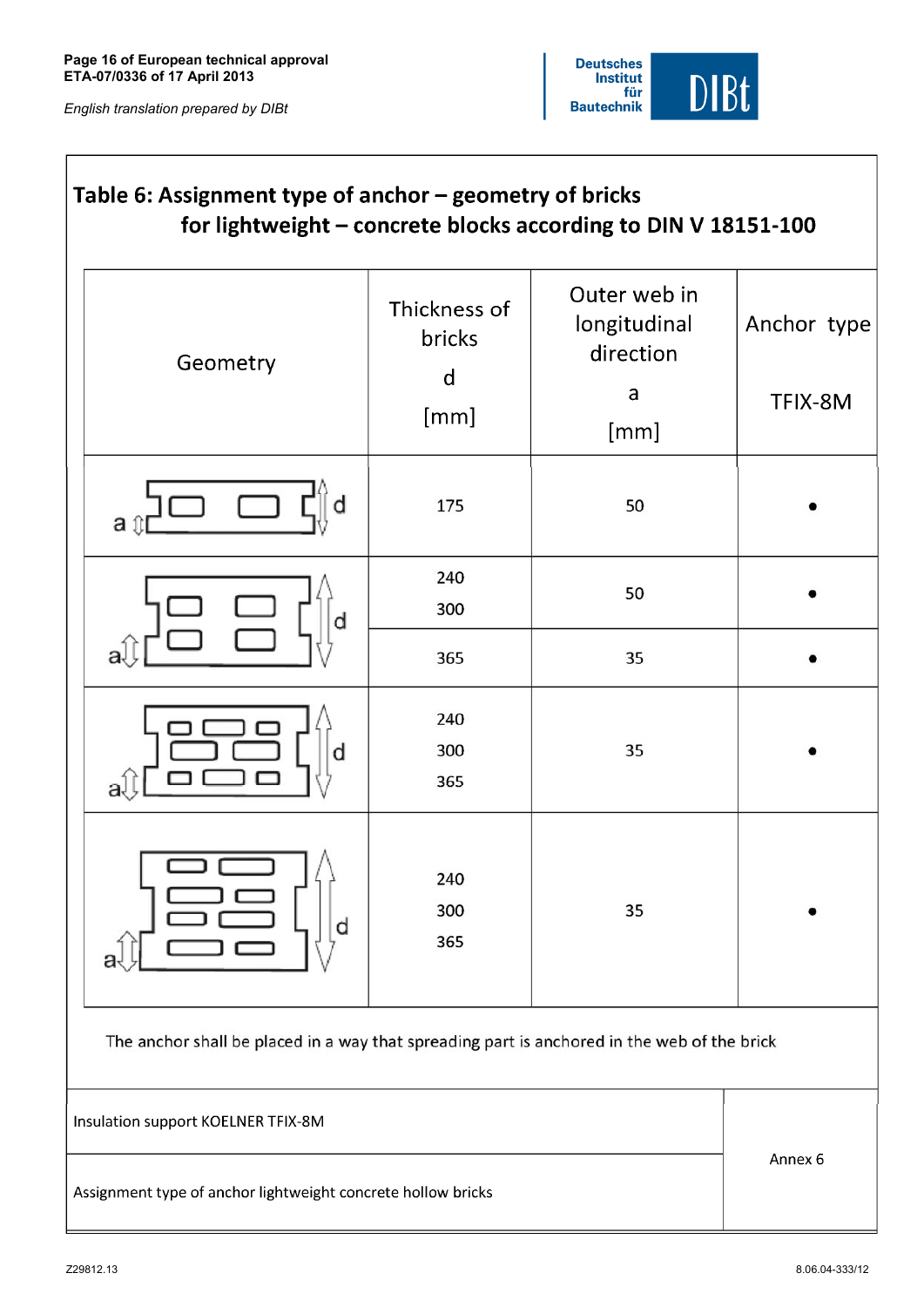## Table 6: Assignment type of anchor – geometry of bricks for lightweight – concrete blocks according to DIN V 18151-100

| Geometry | Thickness of bricks d [mm] | Outer web in longitudinal direction a [mm] | Anchor type TFIX-8M |
|---|---|---|---|
| a, d | 175 | 50 | • |
| a, d | 240<br>300 | 50 | • |
| | 365 | 35 | • |
| a, d | 240<br>300<br>365 | 35 | • |
| a, d | 240<br>300<br>365 | 35 | • |

The anchor shall be placed in a way that spreading part is anchored in the web of the brick

| | |
|---|---|
| Insulation support KOELNER TFIX-8M | Annex 6 |
| Assignment type of anchor lightweight concrete hollow bricks | |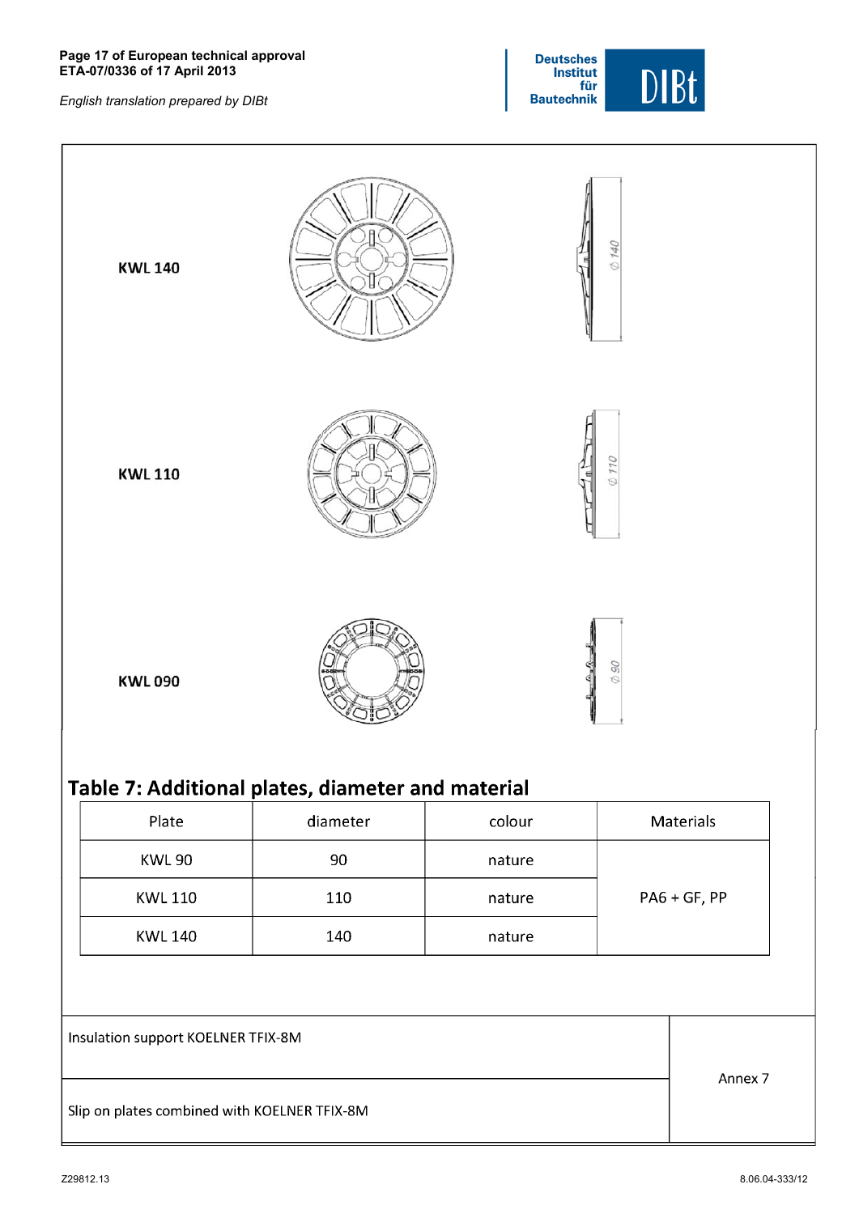KWL 140

Ø 140

KWL 110

Ø 110

KWL 090

Ø 90

## Table 7: Additional plates, diameter and material

| Plate | diameter | colour | Materials |
|---|---|---|---|
| KWL 90 | 90 | nature | PA6 + GF, PP |
| KWL 110 | 110 | nature | |
| KWL 140 | 140 | nature | |

| | |
|---|---|
| Insulation support KOELNER TFIX-8M | Annex 7 |
| Slip on plates combined with KOELNER TFIX-8M | |